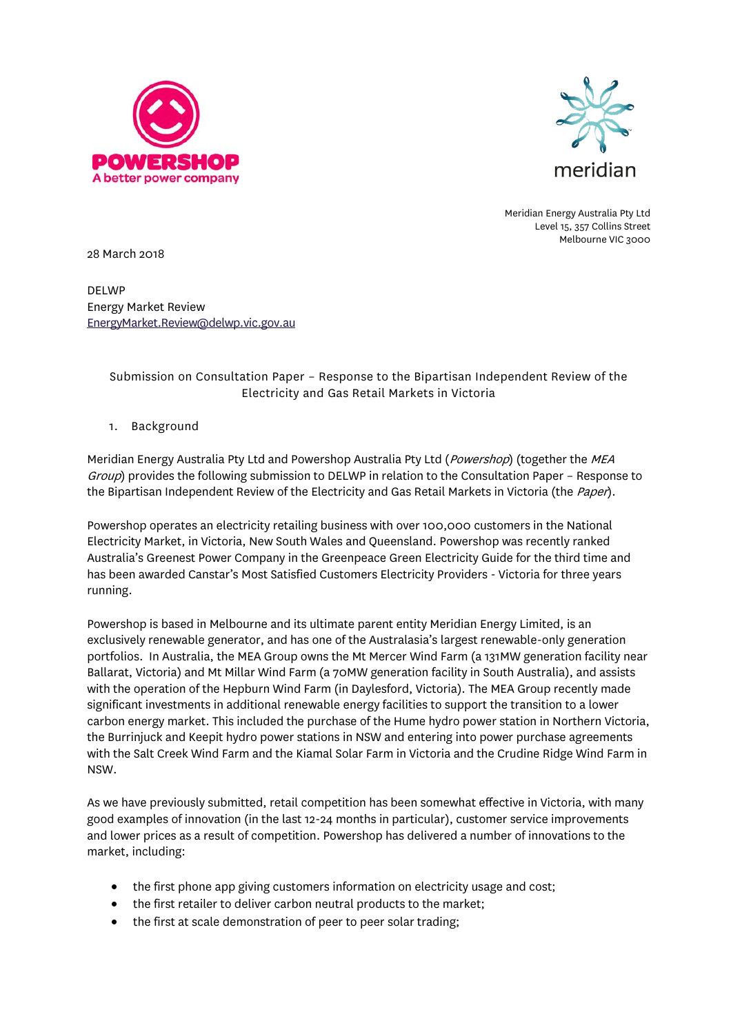POWERSHOP
A better power company

meridian

Meridian Energy Australia Pty Ltd
Level 15, 357 Collins Street
Melbourne VIC 3000

28 March 2018

DELWP
Energy Market Review
EnergyMarket.Review@delwp.vic.gov.au

Submission on Consultation Paper – Response to the Bipartisan Independent Review of the Electricity and Gas Retail Markets in Victoria

1. Background

Meridian Energy Australia Pty Ltd and Powershop Australia Pty Ltd (*Powershop*) (together the *MEA Group*) provides the following submission to DELWP in relation to the Consultation Paper – Response to the Bipartisan Independent Review of the Electricity and Gas Retail Markets in Victoria (the *Paper*).

Powershop operates an electricity retailing business with over 100,000 customers in the National Electricity Market, in Victoria, New South Wales and Queensland. Powershop was recently ranked Australia's Greenest Power Company in the Greenpeace Green Electricity Guide for the third time and has been awarded Canstar's Most Satisfied Customers Electricity Providers - Victoria for three years running.

Powershop is based in Melbourne and its ultimate parent entity Meridian Energy Limited, is an exclusively renewable generator, and has one of the Australasia's largest renewable-only generation portfolios. In Australia, the MEA Group owns the Mt Mercer Wind Farm (a 131MW generation facility near Ballarat, Victoria) and Mt Millar Wind Farm (a 70MW generation facility in South Australia), and assists with the operation of the Hepburn Wind Farm (in Daylesford, Victoria). The MEA Group recently made significant investments in additional renewable energy facilities to support the transition to a lower carbon energy market. This included the purchase of the Hume hydro power station in Northern Victoria, the Burrinjuck and Keepit hydro power stations in NSW and entering into power purchase agreements with the Salt Creek Wind Farm and the Kiamal Solar Farm in Victoria and the Crudine Ridge Wind Farm in NSW.

As we have previously submitted, retail competition has been somewhat effective in Victoria, with many good examples of innovation (in the last 12-24 months in particular), customer service improvements and lower prices as a result of competition. Powershop has delivered a number of innovations to the market, including:

- the first phone app giving customers information on electricity usage and cost;
- the first retailer to deliver carbon neutral products to the market;
- the first at scale demonstration of peer to peer solar trading;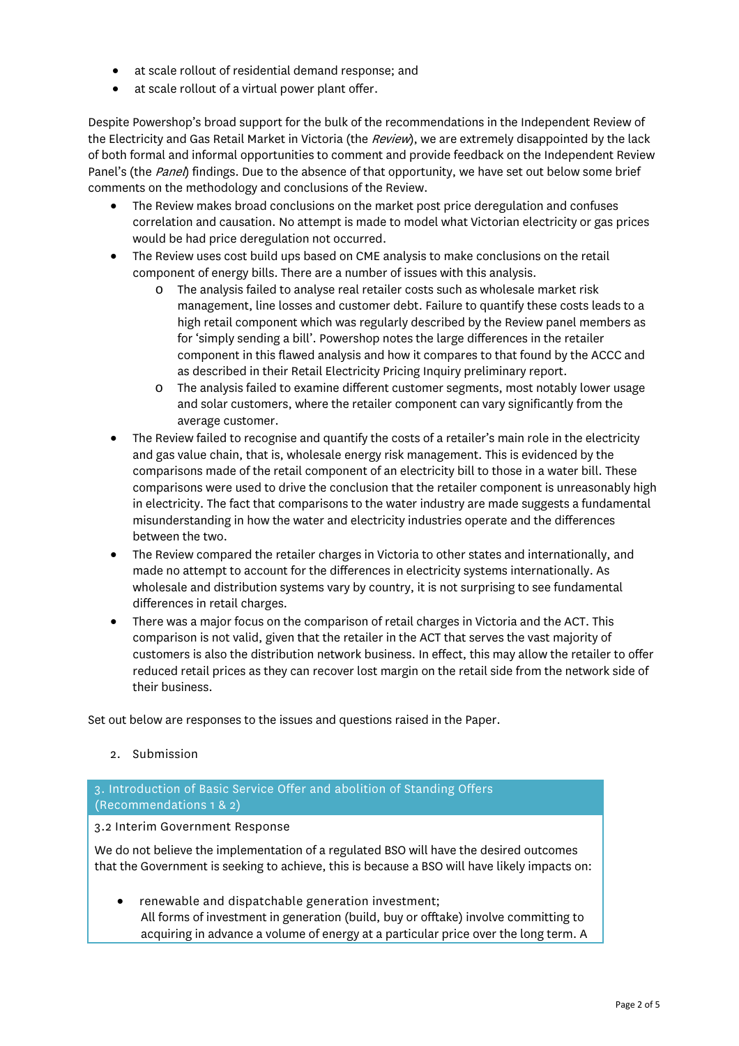- at scale rollout of residential demand response; and
- at scale rollout of a virtual power plant offer.

Despite Powershop's broad support for the bulk of the recommendations in the Independent Review of the Electricity and Gas Retail Market in Victoria (the *Review*), we are extremely disappointed by the lack of both formal and informal opportunities to comment and provide feedback on the Independent Review Panel's (the *Panel*) findings. Due to the absence of that opportunity, we have set out below some brief comments on the methodology and conclusions of the Review.

- The Review makes broad conclusions on the market post price deregulation and confuses correlation and causation. No attempt is made to model what Victorian electricity or gas prices would be had price deregulation not occurred.
- The Review uses cost build ups based on CME analysis to make conclusions on the retail component of energy bills. There are a number of issues with this analysis.
  - The analysis failed to analyse real retailer costs such as wholesale market risk management, line losses and customer debt. Failure to quantify these costs leads to a high retail component which was regularly described by the Review panel members as for 'simply sending a bill'. Powershop notes the large differences in the retailer component in this flawed analysis and how it compares to that found by the ACCC and as described in their Retail Electricity Pricing Inquiry preliminary report.
  - The analysis failed to examine different customer segments, most notably lower usage and solar customers, where the retailer component can vary significantly from the average customer.
- The Review failed to recognise and quantify the costs of a retailer's main role in the electricity and gas value chain, that is, wholesale energy risk management. This is evidenced by the comparisons made of the retail component of an electricity bill to those in a water bill. These comparisons were used to drive the conclusion that the retailer component is unreasonably high in electricity. The fact that comparisons to the water industry are made suggests a fundamental misunderstanding in how the water and electricity industries operate and the differences between the two.
- The Review compared the retailer charges in Victoria to other states and internationally, and made no attempt to account for the differences in electricity systems internationally. As wholesale and distribution systems vary by country, it is not surprising to see fundamental differences in retail charges.
- There was a major focus on the comparison of retail charges in Victoria and the ACT. This comparison is not valid, given that the retailer in the ACT that serves the vast majority of customers is also the distribution network business. In effect, this may allow the retailer to offer reduced retail prices as they can recover lost margin on the retail side from the network side of their business.

Set out below are responses to the issues and questions raised in the Paper.

2. Submission

## 3. Introduction of Basic Service Offer and abolition of Standing Offers (Recommendations 1 & 2)

3.2 Interim Government Response

We do not believe the implementation of a regulated BSO will have the desired outcomes that the Government is seeking to achieve, this is because a BSO will have likely impacts on:

- renewable and dispatchable generation investment;
  All forms of investment in generation (build, buy or offtake) involve committing to acquiring in advance a volume of energy at a particular price over the long term. A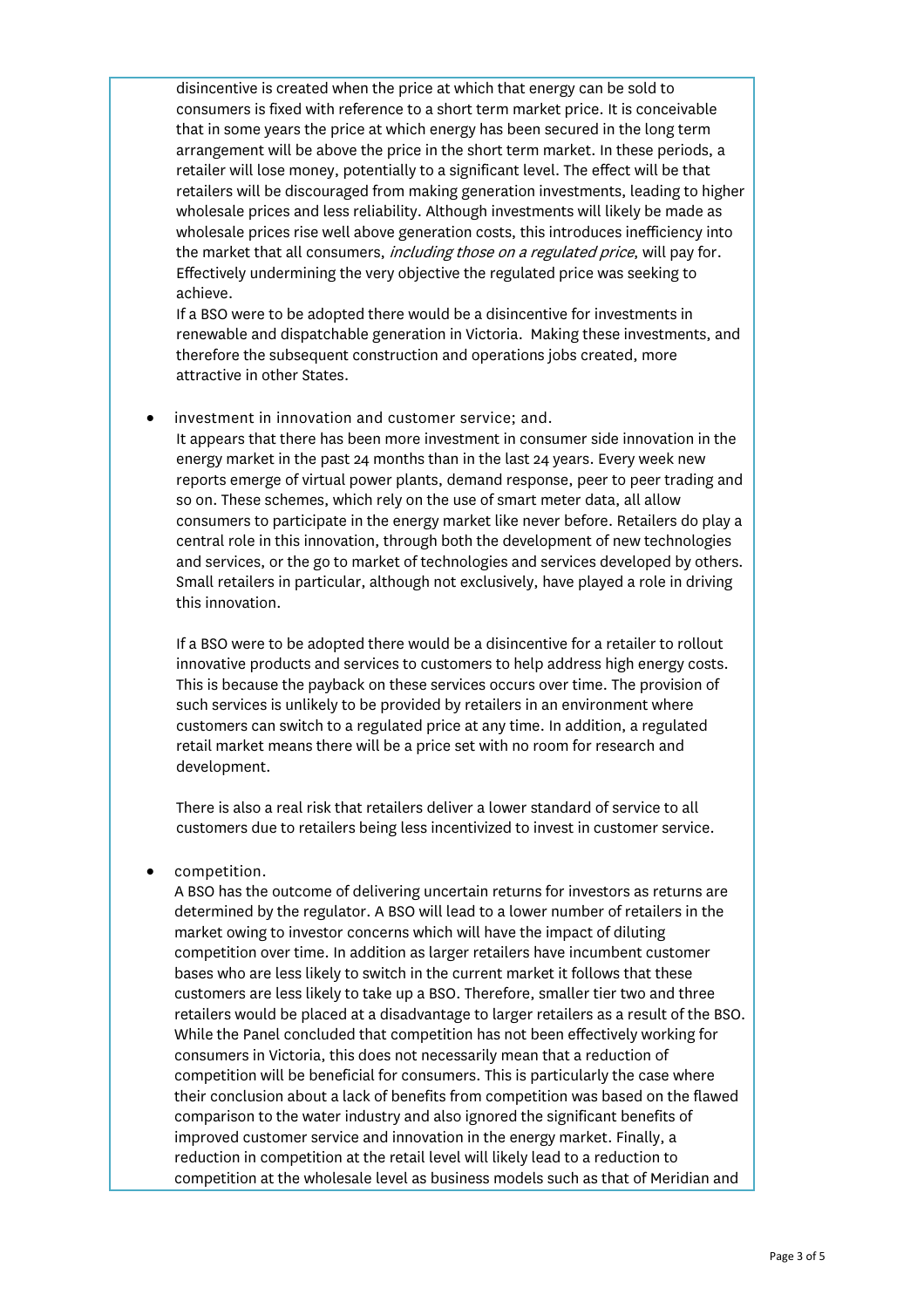disincentive is created when the price at which that energy can be sold to consumers is fixed with reference to a short term market price. It is conceivable that in some years the price at which energy has been secured in the long term arrangement will be above the price in the short term market. In these periods, a retailer will lose money, potentially to a significant level. The effect will be that retailers will be discouraged from making generation investments, leading to higher wholesale prices and less reliability. Although investments will likely be made as wholesale prices rise well above generation costs, this introduces inefficiency into the market that all consumers, *including those on a regulated price*, will pay for. Effectively undermining the very objective the regulated price was seeking to achieve.

If a BSO were to be adopted there would be a disincentive for investments in renewable and dispatchable generation in Victoria. Making these investments, and therefore the subsequent construction and operations jobs created, more attractive in other States.

- investment in innovation and customer service; and.

  It appears that there has been more investment in consumer side innovation in the energy market in the past 24 months than in the last 24 years. Every week new reports emerge of virtual power plants, demand response, peer to peer trading and so on. These schemes, which rely on the use of smart meter data, all allow consumers to participate in the energy market like never before. Retailers do play a central role in this innovation, through both the development of new technologies and services, or the go to market of technologies and services developed by others. Small retailers in particular, although not exclusively, have played a role in driving this innovation.

  If a BSO were to be adopted there would be a disincentive for a retailer to rollout innovative products and services to customers to help address high energy costs. This is because the payback on these services occurs over time. The provision of such services is unlikely to be provided by retailers in an environment where customers can switch to a regulated price at any time. In addition, a regulated retail market means there will be a price set with no room for research and development.

  There is also a real risk that retailers deliver a lower standard of service to all customers due to retailers being less incentivized to invest in customer service.

- competition.

  A BSO has the outcome of delivering uncertain returns for investors as returns are determined by the regulator. A BSO will lead to a lower number of retailers in the market owing to investor concerns which will have the impact of diluting competition over time. In addition as larger retailers have incumbent customer bases who are less likely to switch in the current market it follows that these customers are less likely to take up a BSO. Therefore, smaller tier two and three retailers would be placed at a disadvantage to larger retailers as a result of the BSO. While the Panel concluded that competition has not been effectively working for consumers in Victoria, this does not necessarily mean that a reduction of competition will be beneficial for consumers. This is particularly the case where their conclusion about a lack of benefits from competition was based on the flawed comparison to the water industry and also ignored the significant benefits of improved customer service and innovation in the energy market. Finally, a reduction in competition at the retail level will likely lead to a reduction to competition at the wholesale level as business models such as that of Meridian and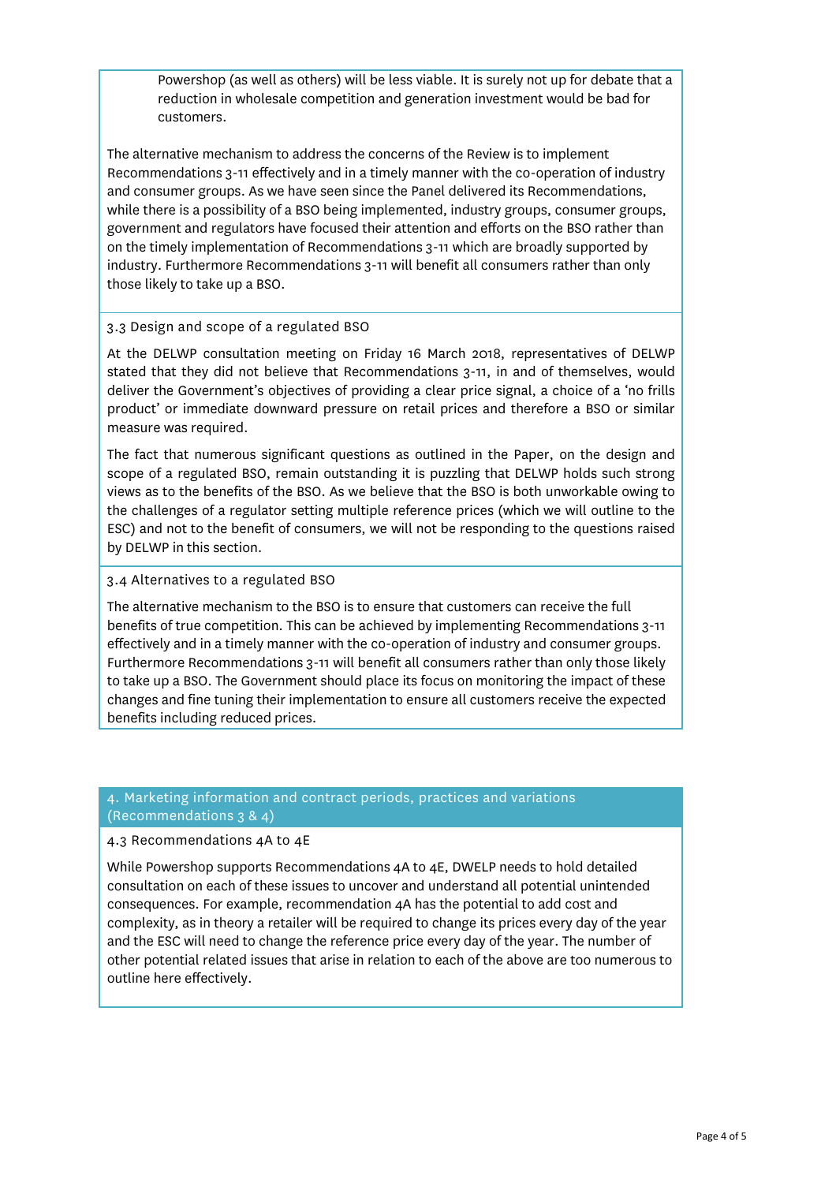Powershop (as well as others) will be less viable. It is surely not up for debate that a reduction in wholesale competition and generation investment would be bad for customers.

The alternative mechanism to address the concerns of the Review is to implement Recommendations 3-11 effectively and in a timely manner with the co-operation of industry and consumer groups. As we have seen since the Panel delivered its Recommendations, while there is a possibility of a BSO being implemented, industry groups, consumer groups, government and regulators have focused their attention and efforts on the BSO rather than on the timely implementation of Recommendations 3-11 which are broadly supported by industry. Furthermore Recommendations 3-11 will benefit all consumers rather than only those likely to take up a BSO.

### 3.3 Design and scope of a regulated BSO

At the DELWP consultation meeting on Friday 16 March 2018, representatives of DELWP stated that they did not believe that Recommendations 3-11, in and of themselves, would deliver the Government's objectives of providing a clear price signal, a choice of a 'no frills product' or immediate downward pressure on retail prices and therefore a BSO or similar measure was required.

The fact that numerous significant questions as outlined in the Paper, on the design and scope of a regulated BSO, remain outstanding it is puzzling that DELWP holds such strong views as to the benefits of the BSO. As we believe that the BSO is both unworkable owing to the challenges of a regulator setting multiple reference prices (which we will outline to the ESC) and not to the benefit of consumers, we will not be responding to the questions raised by DELWP in this section.

### 3.4 Alternatives to a regulated BSO

The alternative mechanism to the BSO is to ensure that customers can receive the full benefits of true competition. This can be achieved by implementing Recommendations 3-11 effectively and in a timely manner with the co-operation of industry and consumer groups. Furthermore Recommendations 3-11 will benefit all consumers rather than only those likely to take up a BSO. The Government should place its focus on monitoring the impact of these changes and fine tuning their implementation to ensure all customers receive the expected benefits including reduced prices.

## 4. Marketing information and contract periods, practices and variations (Recommendations 3 & 4)

### 4.3 Recommendations 4A to 4E

While Powershop supports Recommendations 4A to 4E, DWELP needs to hold detailed consultation on each of these issues to uncover and understand all potential unintended consequences. For example, recommendation 4A has the potential to add cost and complexity, as in theory a retailer will be required to change its prices every day of the year and the ESC will need to change the reference price every day of the year. The number of other potential related issues that arise in relation to each of the above are too numerous to outline here effectively.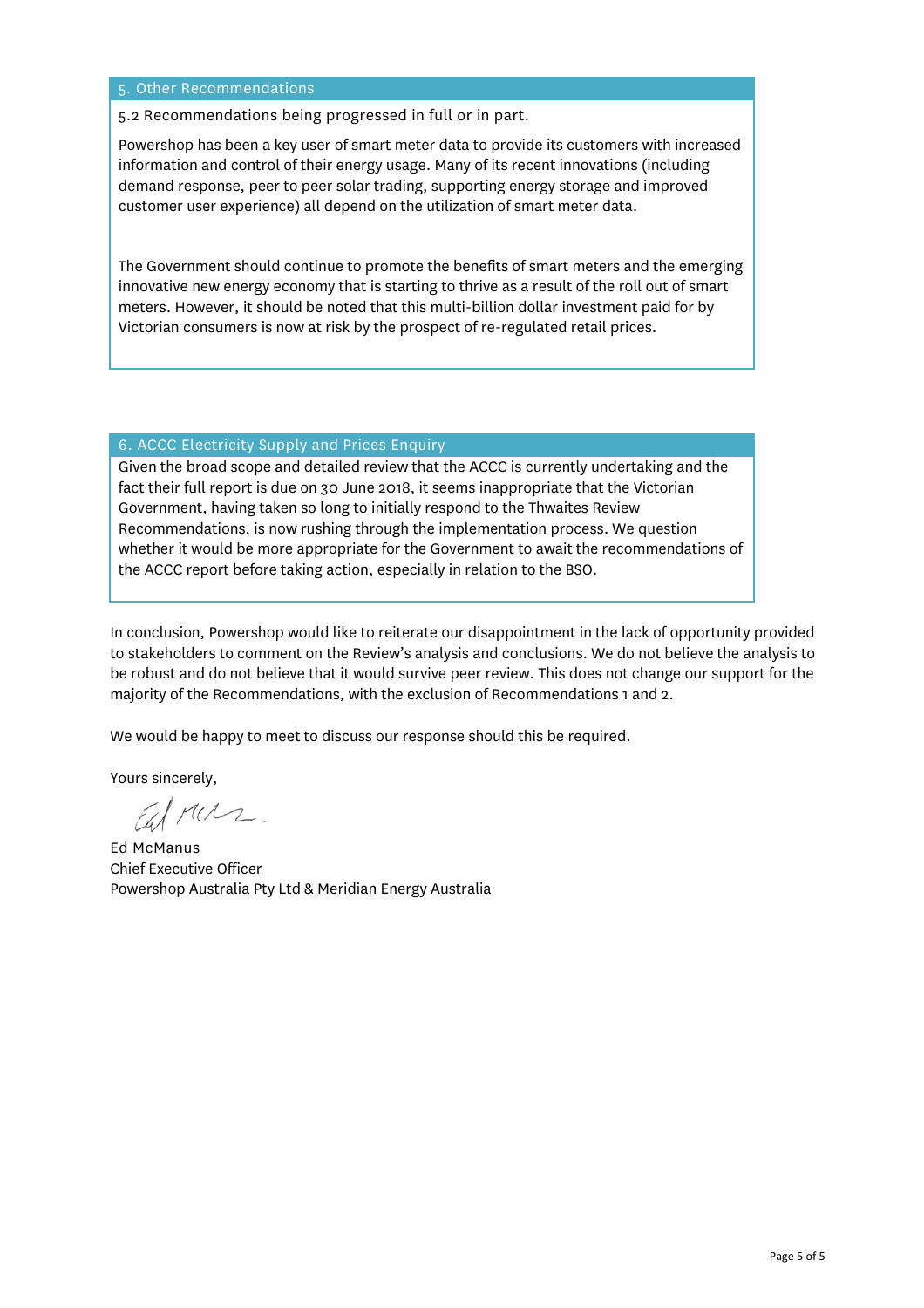## 5. Other Recommendations

5.2 Recommendations being progressed in full or in part.

Powershop has been a key user of smart meter data to provide its customers with increased information and control of their energy usage. Many of its recent innovations (including demand response, peer to peer solar trading, supporting energy storage and improved customer user experience) all depend on the utilization of smart meter data.

The Government should continue to promote the benefits of smart meters and the emerging innovative new energy economy that is starting to thrive as a result of the roll out of smart meters. However, it should be noted that this multi-billion dollar investment paid for by Victorian consumers is now at risk by the prospect of re-regulated retail prices.

## 6. ACCC Electricity Supply and Prices Enquiry

Given the broad scope and detailed review that the ACCC is currently undertaking and the fact their full report is due on 30 June 2018, it seems inappropriate that the Victorian Government, having taken so long to initially respond to the Thwaites Review Recommendations, is now rushing through the implementation process. We question whether it would be more appropriate for the Government to await the recommendations of the ACCC report before taking action, especially in relation to the BSO.

In conclusion, Powershop would like to reiterate our disappointment in the lack of opportunity provided to stakeholders to comment on the Review's analysis and conclusions. We do not believe the analysis to be robust and do not believe that it would survive peer review. This does not change our support for the majority of the Recommendations, with the exclusion of Recommendations 1 and 2.

We would be happy to meet to discuss our response should this be required.

Yours sincerely,

Ed McManus
Chief Executive Officer
Powershop Australia Pty Ltd & Meridian Energy Australia